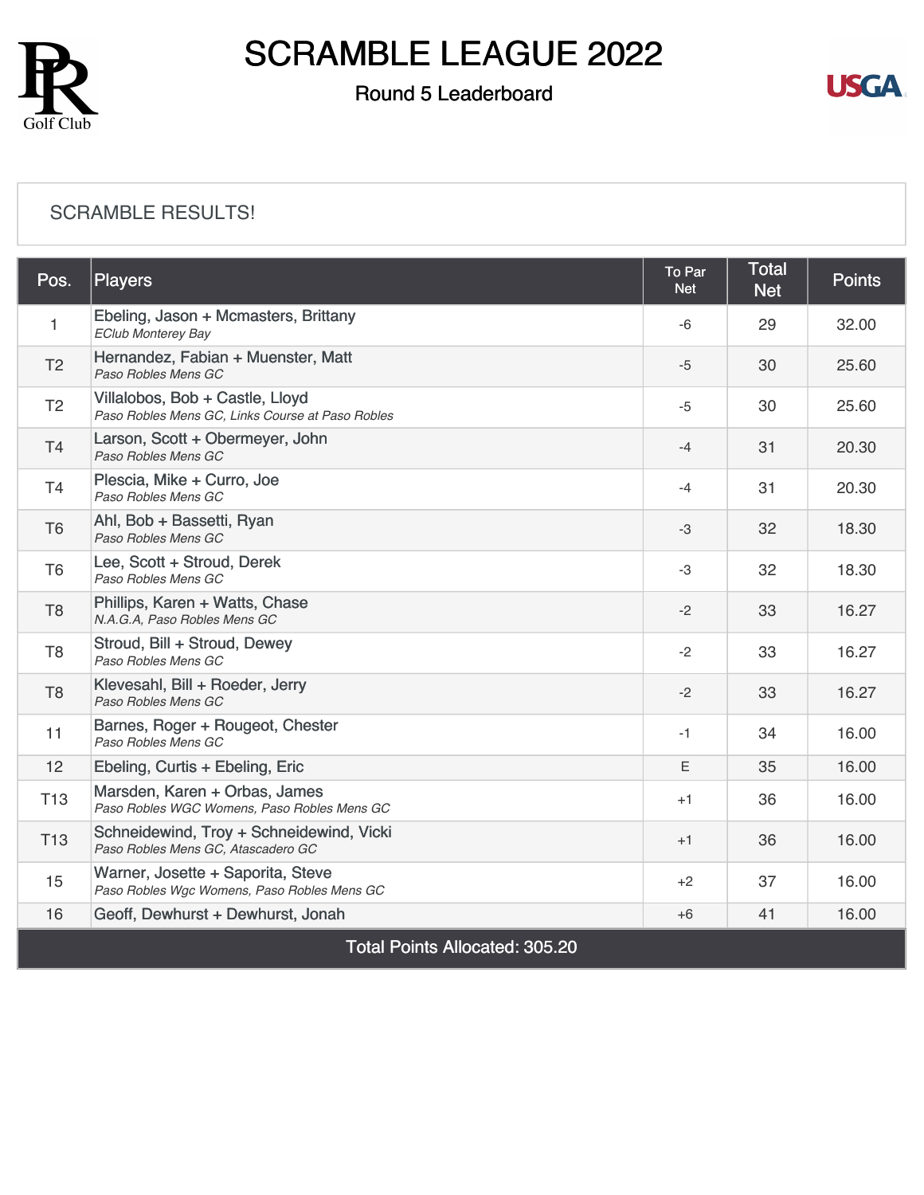# SCRAMBLE LEAGUE 2022

## Round 5 Leaderboard

SCRAMBLE RESULTS!

| Pos. | Players | To Par Net | Total Net | Points |
|---|---|---|---|---|
| 1 | Ebeling, Jason + Mcmasters, Brittany<br>*EClub Monterey Bay* | -6 | 29 | 32.00 |
| T2 | Hernandez, Fabian + Muenster, Matt<br>*Paso Robles Mens GC* | -5 | 30 | 25.60 |
| T2 | Villalobos, Bob + Castle, Lloyd<br>*Paso Robles Mens GC, Links Course at Paso Robles* | -5 | 30 | 25.60 |
| T4 | Larson, Scott + Obermeyer, John<br>*Paso Robles Mens GC* | -4 | 31 | 20.30 |
| T4 | Plescia, Mike + Curro, Joe<br>*Paso Robles Mens GC* | -4 | 31 | 20.30 |
| T6 | Ahl, Bob + Bassetti, Ryan<br>*Paso Robles Mens GC* | -3 | 32 | 18.30 |
| T6 | Lee, Scott + Stroud, Derek<br>*Paso Robles Mens GC* | -3 | 32 | 18.30 |
| T8 | Phillips, Karen + Watts, Chase<br>*N.A.G.A, Paso Robles Mens GC* | -2 | 33 | 16.27 |
| T8 | Stroud, Bill + Stroud, Dewey<br>*Paso Robles Mens GC* | -2 | 33 | 16.27 |
| T8 | Klevesahl, Bill + Roeder, Jerry<br>*Paso Robles Mens GC* | -2 | 33 | 16.27 |
| 11 | Barnes, Roger + Rougeot, Chester<br>*Paso Robles Mens GC* | -1 | 34 | 16.00 |
| 12 | Ebeling, Curtis + Ebeling, Eric | E | 35 | 16.00 |
| T13 | Marsden, Karen + Orbas, James<br>*Paso Robles WGC Womens, Paso Robles Mens GC* | +1 | 36 | 16.00 |
| T13 | Schneidewind, Troy + Schneidewind, Vicki<br>*Paso Robles Mens GC, Atascadero GC* | +1 | 36 | 16.00 |
| 15 | Warner, Josette + Saporita, Steve<br>*Paso Robles Wgc Womens, Paso Robles Mens GC* | +2 | 37 | 16.00 |
| 16 | Geoff, Dewhurst + Dewhurst, Jonah | +6 | 41 | 16.00 |

Total Points Allocated: 305.20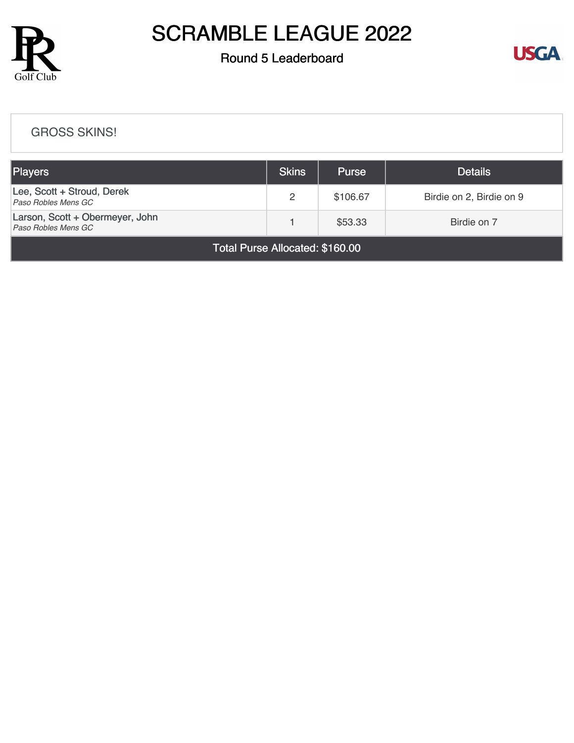# SCRAMBLE LEAGUE 2022

## Round 5 Leaderboard

GROSS SKINS!

| Players | Skins | Purse | Details |
|---|---|---|---|
| Lee, Scott + Stroud, Derek<br>*Paso Robles Mens GC* | 2 | $106.67 | Birdie on 2, Birdie on 9 |
| Larson, Scott + Obermeyer, John<br>*Paso Robles Mens GC* | 1 | $53.33 | Birdie on 7 |
| Total Purse Allocated: $160.00 | | | |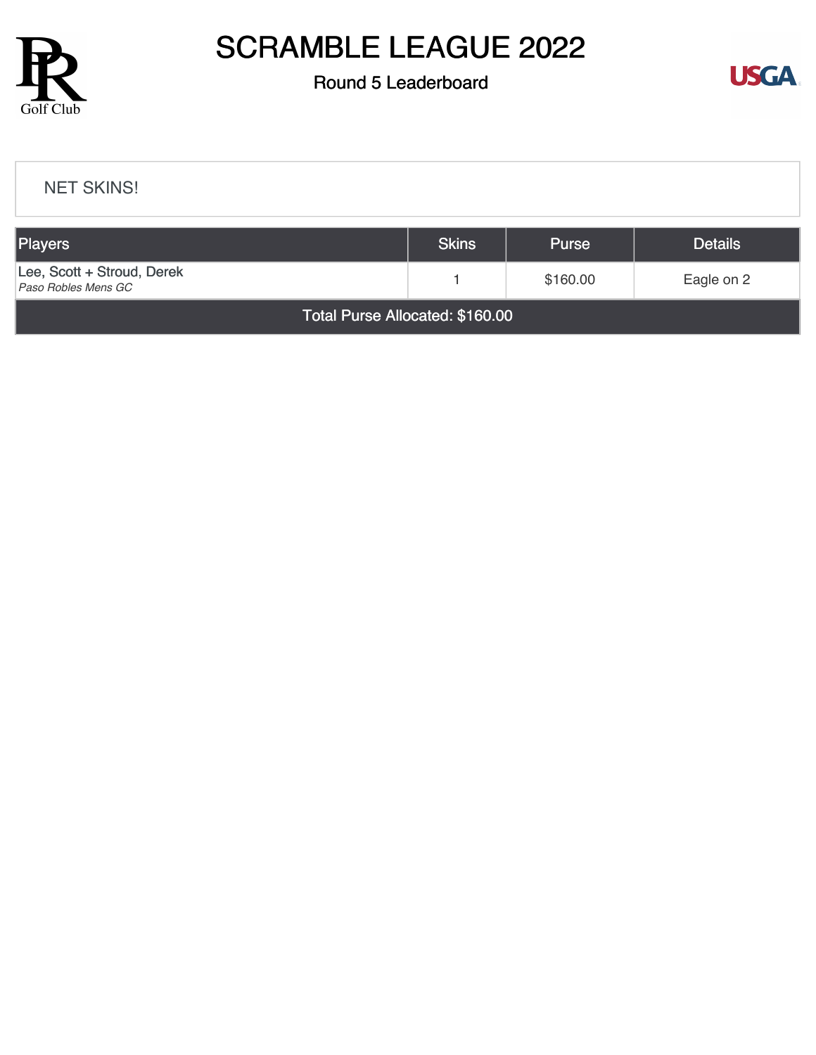# SCRAMBLE LEAGUE 2022

## Round 5 Leaderboard

NET SKINS!

| Players | Skins | Purse | Details |
|---|---|---|---|
| Lee, Scott + Stroud, Derek<br>*Paso Robles Mens GC* | 1 | $160.00 | Eagle on 2 |
| Total Purse Allocated: $160.00 | | | |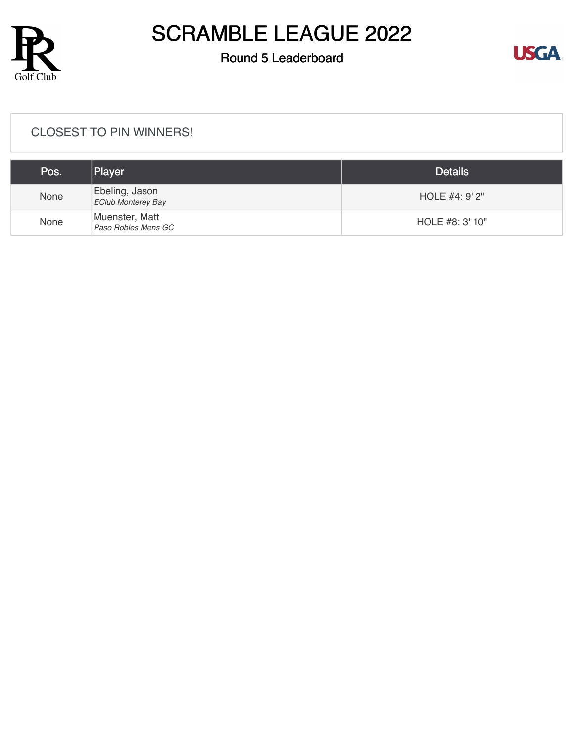# SCRAMBLE LEAGUE 2022

Round 5 Leaderboard

CLOSEST TO PIN WINNERS!

| Pos. | Player | Details |
|---|---|---|
| None | Ebeling, Jason<br>*EClub Monterey Bay* | HOLE #4: 9' 2" |
| None | Muenster, Matt<br>*Paso Robles Mens GC* | HOLE #8: 3' 10" |